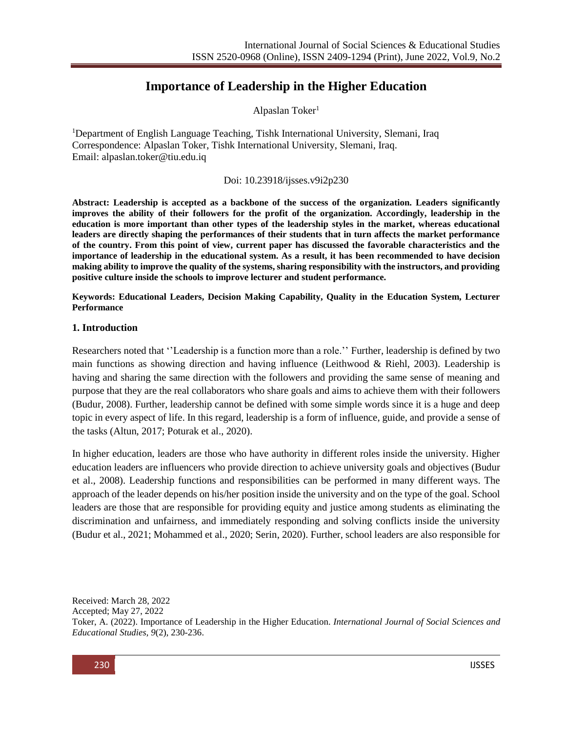# Importance of Leadership in the Higher Education

Alpaslan Toker[1]

[1]Department of English Language Teaching, Tishk International University, Slemani, Iraq
Correspondence: Alpaslan Toker, Tishk International University, Slemani, Iraq.
Email: alpaslan.toker@tiu.edu.iq

Doi: 10.23918/ijsses.v9i2p230

**Abstract: Leadership is accepted as a backbone of the success of the organization. Leaders significantly improves the ability of their followers for the profit of the organization. Accordingly, leadership in the education is more important than other types of the leadership styles in the market, whereas educational leaders are directly shaping the performances of their students that in turn affects the market performance of the country. From this point of view, current paper has discussed the favorable characteristics and the importance of leadership in the educational system. As a result, it has been recommended to have decision making ability to improve the quality of the systems, sharing responsibility with the instructors, and providing positive culture inside the schools to improve lecturer and student performance.**

**Keywords: Educational Leaders, Decision Making Capability, Quality in the Education System, Lecturer Performance**

## 1. Introduction

Researchers noted that ''Leadership is a function more than a role.'' Further, leadership is defined by two main functions as showing direction and having influence (Leithwood & Riehl, 2003). Leadership is having and sharing the same direction with the followers and providing the same sense of meaning and purpose that they are the real collaborators who share goals and aims to achieve them with their followers (Budur, 2008). Further, leadership cannot be defined with some simple words since it is a huge and deep topic in every aspect of life. In this regard, leadership is a form of influence, guide, and provide a sense of the tasks (Altun, 2017; Poturak et al., 2020).

In higher education, leaders are those who have authority in different roles inside the university. Higher education leaders are influencers who provide direction to achieve university goals and objectives (Budur et al., 2008). Leadership functions and responsibilities can be performed in many different ways. The approach of the leader depends on his/her position inside the university and on the type of the goal. School leaders are those that are responsible for providing equity and justice among students as eliminating the discrimination and unfairness, and immediately responding and solving conflicts inside the university (Budur et al., 2021; Mohammed et al., 2020; Serin, 2020). Further, school leaders are also responsible for

Received: March 28, 2022
Accepted; May 27, 2022
Toker, A. (2022). Importance of Leadership in the Higher Education. *International Journal of Social Sciences and Educational Studies, 9*(2), 230-236.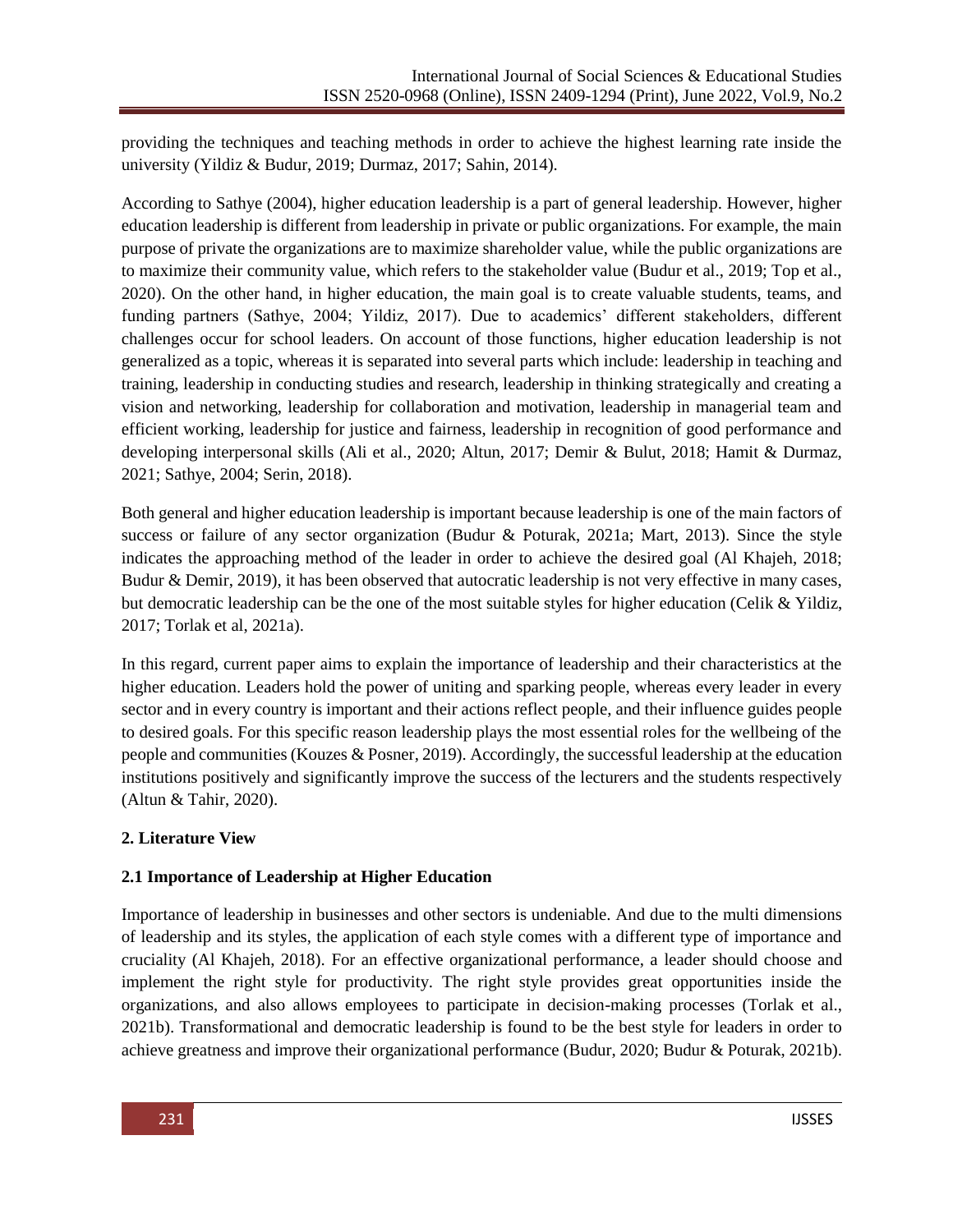providing the techniques and teaching methods in order to achieve the highest learning rate inside the university (Yildiz & Budur, 2019; Durmaz, 2017; Sahin, 2014).

According to Sathye (2004), higher education leadership is a part of general leadership. However, higher education leadership is different from leadership in private or public organizations. For example, the main purpose of private the organizations are to maximize shareholder value, while the public organizations are to maximize their community value, which refers to the stakeholder value (Budur et al., 2019; Top et al., 2020). On the other hand, in higher education, the main goal is to create valuable students, teams, and funding partners (Sathye, 2004; Yildiz, 2017). Due to academics' different stakeholders, different challenges occur for school leaders. On account of those functions, higher education leadership is not generalized as a topic, whereas it is separated into several parts which include: leadership in teaching and training, leadership in conducting studies and research, leadership in thinking strategically and creating a vision and networking, leadership for collaboration and motivation, leadership in managerial team and efficient working, leadership for justice and fairness, leadership in recognition of good performance and developing interpersonal skills (Ali et al., 2020; Altun, 2017; Demir & Bulut, 2018; Hamit & Durmaz, 2021; Sathye, 2004; Serin, 2018).

Both general and higher education leadership is important because leadership is one of the main factors of success or failure of any sector organization (Budur & Poturak, 2021a; Mart, 2013). Since the style indicates the approaching method of the leader in order to achieve the desired goal (Al Khajeh, 2018; Budur & Demir, 2019), it has been observed that autocratic leadership is not very effective in many cases, but democratic leadership can be the one of the most suitable styles for higher education (Celik & Yildiz, 2017; Torlak et al, 2021a).

In this regard, current paper aims to explain the importance of leadership and their characteristics at the higher education. Leaders hold the power of uniting and sparking people, whereas every leader in every sector and in every country is important and their actions reflect people, and their influence guides people to desired goals. For this specific reason leadership plays the most essential roles for the wellbeing of the people and communities (Kouzes & Posner, 2019). Accordingly, the successful leadership at the education institutions positively and significantly improve the success of the lecturers and the students respectively (Altun & Tahir, 2020).

## 2. Literature View

### 2.1 Importance of Leadership at Higher Education

Importance of leadership in businesses and other sectors is undeniable. And due to the multi dimensions of leadership and its styles, the application of each style comes with a different type of importance and cruciality (Al Khajeh, 2018). For an effective organizational performance, a leader should choose and implement the right style for productivity. The right style provides great opportunities inside the organizations, and also allows employees to participate in decision-making processes (Torlak et al., 2021b). Transformational and democratic leadership is found to be the best style for leaders in order to achieve greatness and improve their organizational performance (Budur, 2020; Budur & Poturak, 2021b).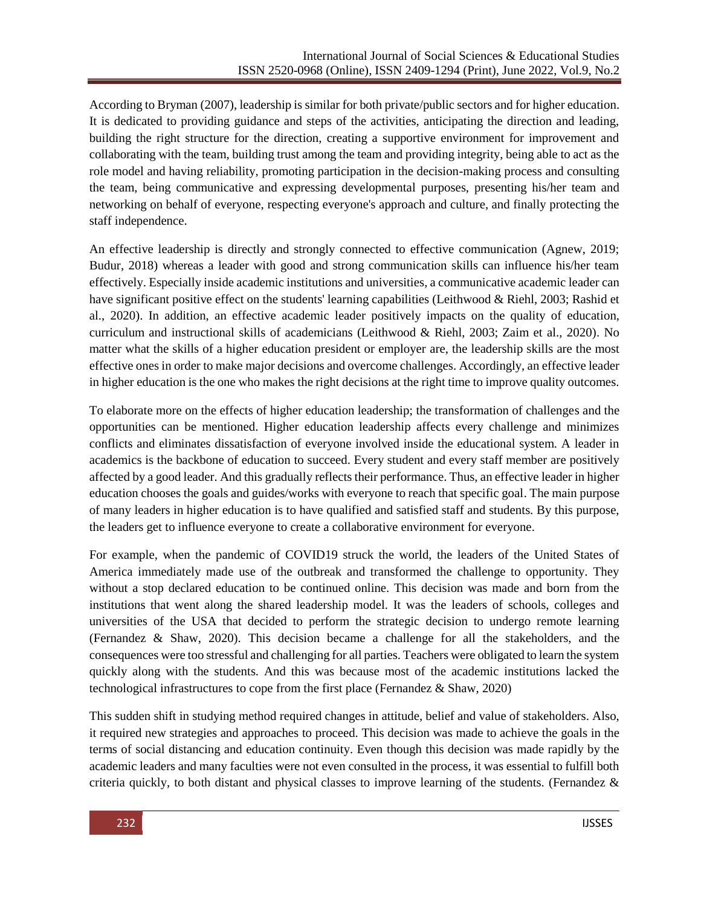According to Bryman (2007), leadership is similar for both private/public sectors and for higher education. It is dedicated to providing guidance and steps of the activities, anticipating the direction and leading, building the right structure for the direction, creating a supportive environment for improvement and collaborating with the team, building trust among the team and providing integrity, being able to act as the role model and having reliability, promoting participation in the decision-making process and consulting the team, being communicative and expressing developmental purposes, presenting his/her team and networking on behalf of everyone, respecting everyone's approach and culture, and finally protecting the staff independence.

An effective leadership is directly and strongly connected to effective communication (Agnew, 2019; Budur, 2018) whereas a leader with good and strong communication skills can influence his/her team effectively. Especially inside academic institutions and universities, a communicative academic leader can have significant positive effect on the students' learning capabilities (Leithwood & Riehl, 2003; Rashid et al., 2020). In addition, an effective academic leader positively impacts on the quality of education, curriculum and instructional skills of academicians (Leithwood & Riehl, 2003; Zaim et al., 2020). No matter what the skills of a higher education president or employer are, the leadership skills are the most effective ones in order to make major decisions and overcome challenges. Accordingly, an effective leader in higher education is the one who makes the right decisions at the right time to improve quality outcomes.

To elaborate more on the effects of higher education leadership; the transformation of challenges and the opportunities can be mentioned. Higher education leadership affects every challenge and minimizes conflicts and eliminates dissatisfaction of everyone involved inside the educational system. A leader in academics is the backbone of education to succeed. Every student and every staff member are positively affected by a good leader. And this gradually reflects their performance. Thus, an effective leader in higher education chooses the goals and guides/works with everyone to reach that specific goal. The main purpose of many leaders in higher education is to have qualified and satisfied staff and students. By this purpose, the leaders get to influence everyone to create a collaborative environment for everyone.

For example, when the pandemic of COVID19 struck the world, the leaders of the United States of America immediately made use of the outbreak and transformed the challenge to opportunity. They without a stop declared education to be continued online. This decision was made and born from the institutions that went along the shared leadership model. It was the leaders of schools, colleges and universities of the USA that decided to perform the strategic decision to undergo remote learning (Fernandez & Shaw, 2020). This decision became a challenge for all the stakeholders, and the consequences were too stressful and challenging for all parties. Teachers were obligated to learn the system quickly along with the students. And this was because most of the academic institutions lacked the technological infrastructures to cope from the first place (Fernandez & Shaw, 2020)

This sudden shift in studying method required changes in attitude, belief and value of stakeholders. Also, it required new strategies and approaches to proceed. This decision was made to achieve the goals in the terms of social distancing and education continuity. Even though this decision was made rapidly by the academic leaders and many faculties were not even consulted in the process, it was essential to fulfill both criteria quickly, to both distant and physical classes to improve learning of the students. (Fernandez &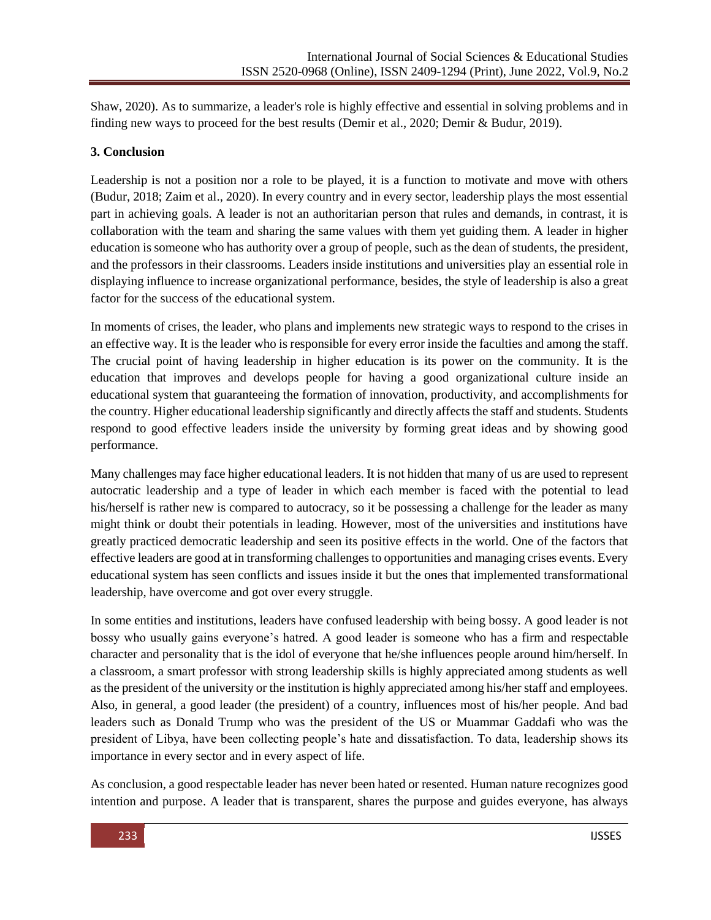Shaw, 2020). As to summarize, a leader's role is highly effective and essential in solving problems and in finding new ways to proceed for the best results (Demir et al., 2020; Demir & Budur, 2019).

### 3. Conclusion

Leadership is not a position nor a role to be played, it is a function to motivate and move with others (Budur, 2018; Zaim et al., 2020). In every country and in every sector, leadership plays the most essential part in achieving goals. A leader is not an authoritarian person that rules and demands, in contrast, it is collaboration with the team and sharing the same values with them yet guiding them. A leader in higher education is someone who has authority over a group of people, such as the dean of students, the president, and the professors in their classrooms. Leaders inside institutions and universities play an essential role in displaying influence to increase organizational performance, besides, the style of leadership is also a great factor for the success of the educational system.

In moments of crises, the leader, who plans and implements new strategic ways to respond to the crises in an effective way. It is the leader who is responsible for every error inside the faculties and among the staff. The crucial point of having leadership in higher education is its power on the community. It is the education that improves and develops people for having a good organizational culture inside an educational system that guaranteeing the formation of innovation, productivity, and accomplishments for the country. Higher educational leadership significantly and directly affects the staff and students. Students respond to good effective leaders inside the university by forming great ideas and by showing good performance.

Many challenges may face higher educational leaders. It is not hidden that many of us are used to represent autocratic leadership and a type of leader in which each member is faced with the potential to lead his/herself is rather new is compared to autocracy, so it be possessing a challenge for the leader as many might think or doubt their potentials in leading. However, most of the universities and institutions have greatly practiced democratic leadership and seen its positive effects in the world. One of the factors that effective leaders are good at in transforming challenges to opportunities and managing crises events. Every educational system has seen conflicts and issues inside it but the ones that implemented transformational leadership, have overcome and got over every struggle.

In some entities and institutions, leaders have confused leadership with being bossy. A good leader is not bossy who usually gains everyone's hatred. A good leader is someone who has a firm and respectable character and personality that is the idol of everyone that he/she influences people around him/herself. In a classroom, a smart professor with strong leadership skills is highly appreciated among students as well as the president of the university or the institution is highly appreciated among his/her staff and employees. Also, in general, a good leader (the president) of a country, influences most of his/her people. And bad leaders such as Donald Trump who was the president of the US or Muammar Gaddafi who was the president of Libya, have been collecting people's hate and dissatisfaction. To data, leadership shows its importance in every sector and in every aspect of life.

As conclusion, a good respectable leader has never been hated or resented. Human nature recognizes good intention and purpose. A leader that is transparent, shares the purpose and guides everyone, has always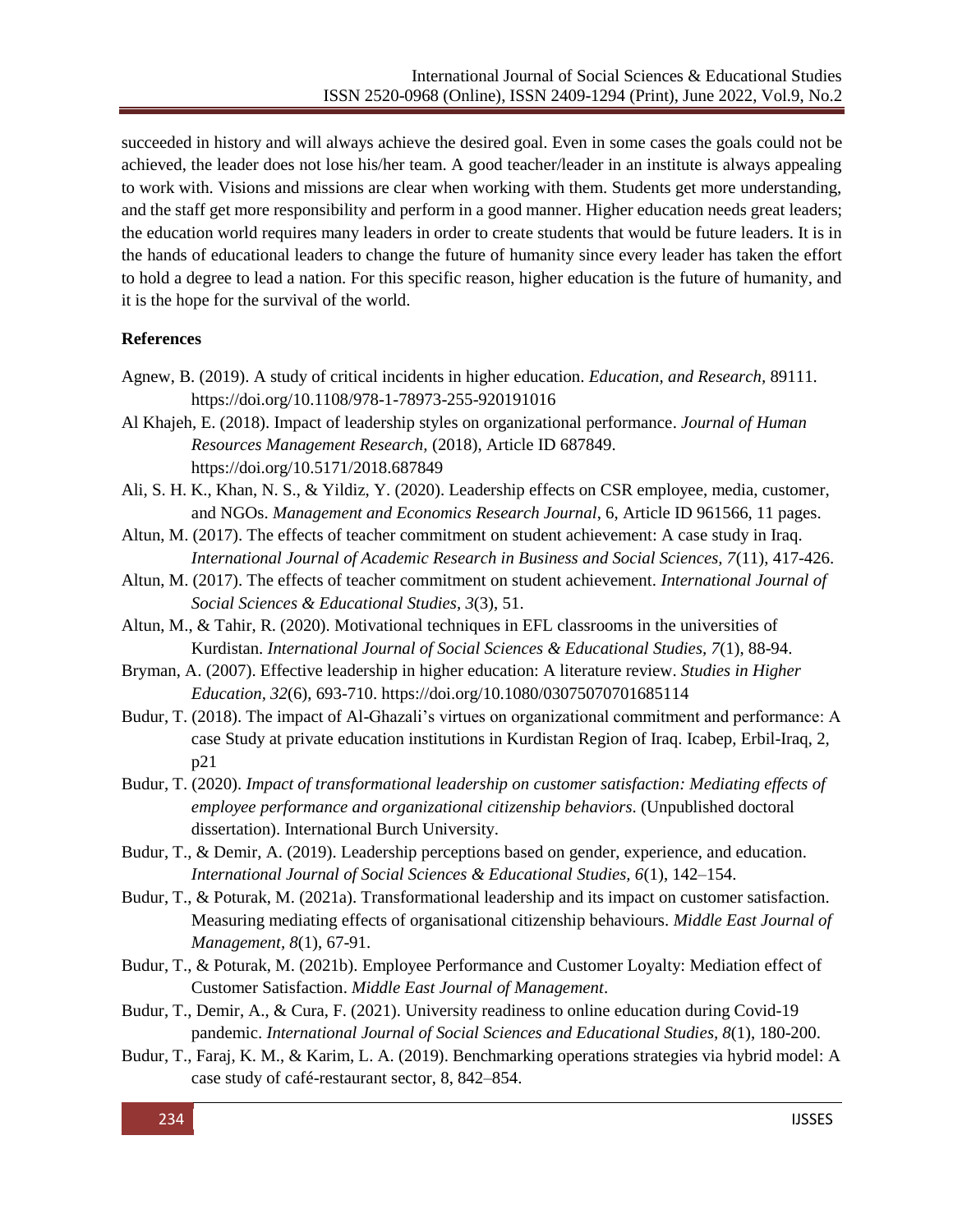succeeded in history and will always achieve the desired goal. Even in some cases the goals could not be achieved, the leader does not lose his/her team. A good teacher/leader in an institute is always appealing to work with. Visions and missions are clear when working with them. Students get more understanding, and the staff get more responsibility and perform in a good manner. Higher education needs great leaders; the education world requires many leaders in order to create students that would be future leaders. It is in the hands of educational leaders to change the future of humanity since every leader has taken the effort to hold a degree to lead a nation. For this specific reason, higher education is the future of humanity, and it is the hope for the survival of the world.

**References**

Agnew, B. (2019). A study of critical incidents in higher education. *Education, and Research,* 89111. https://doi.org/10.1108/978-1-78973-255-920191016

Al Khajeh, E. (2018). Impact of leadership styles on organizational performance. *Journal of Human Resources Management Research*, (2018), Article ID 687849. https://doi.org/10.5171/2018.687849

Ali, S. H. K., Khan, N. S., & Yildiz, Y. (2020). Leadership effects on CSR employee, media, customer, and NGOs. *Management and Economics Research Journal*, 6, Article ID 961566, 11 pages.

Altun, M. (2017). The effects of teacher commitment on student achievement: A case study in Iraq. *International Journal of Academic Research in Business and Social Sciences, 7*(11), 417-426.

Altun, M. (2017). The effects of teacher commitment on student achievement. *International Journal of Social Sciences & Educational Studies, 3*(3), 51.

Altun, M., & Tahir, R. (2020). Motivational techniques in EFL classrooms in the universities of Kurdistan. *International Journal of Social Sciences & Educational Studies, 7*(1), 88-94.

Bryman, A. (2007). Effective leadership in higher education: A literature review. *Studies in Higher Education, 32*(6), 693-710. https://doi.org/10.1080/03075070701685114

Budur, T. (2018). The impact of Al-Ghazali's virtues on organizational commitment and performance: A case Study at private education institutions in Kurdistan Region of Iraq. Icabep, Erbil-Iraq, 2, p21

Budur, T. (2020). *Impact of transformational leadership on customer satisfaction: Mediating effects of employee performance and organizational citizenship behaviors*. (Unpublished doctoral dissertation). International Burch University.

Budur, T., & Demir, A. (2019). Leadership perceptions based on gender, experience, and education. *International Journal of Social Sciences & Educational Studies, 6*(1), 142–154.

Budur, T., & Poturak, M. (2021a). Transformational leadership and its impact on customer satisfaction. Measuring mediating effects of organisational citizenship behaviours. *Middle East Journal of Management, 8*(1), 67-91.

Budur, T., & Poturak, M. (2021b). Employee Performance and Customer Loyalty: Mediation effect of Customer Satisfaction. *Middle East Journal of Management*.

Budur, T., Demir, A., & Cura, F. (2021). University readiness to online education during Covid-19 pandemic. *International Journal of Social Sciences and Educational Studies, 8*(1), 180-200.

Budur, T., Faraj, K. M., & Karim, L. A. (2019). Benchmarking operations strategies via hybrid model: A case study of café-restaurant sector, 8, 842–854.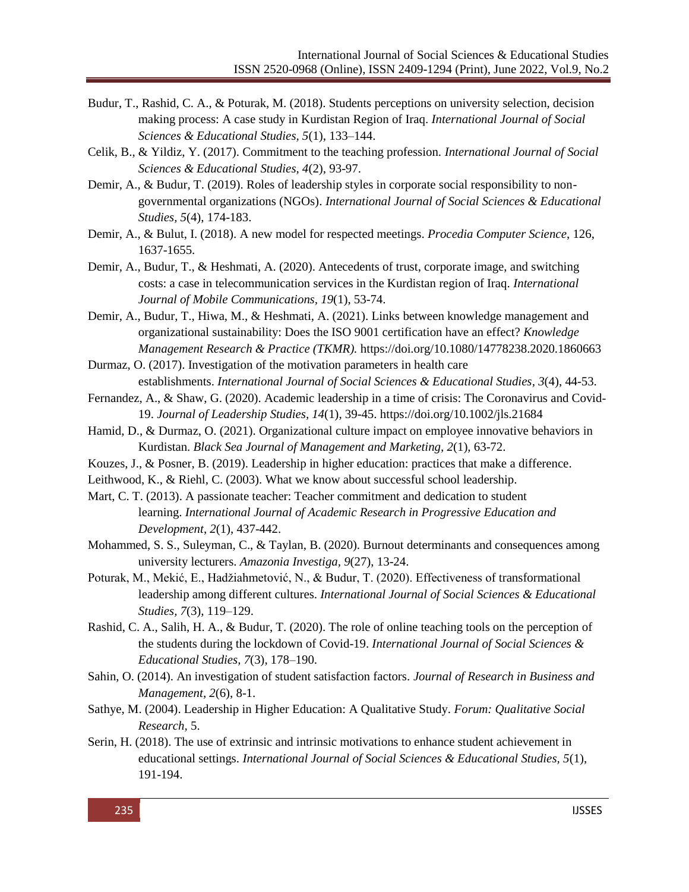Budur, T., Rashid, C. A., & Poturak, M. (2018). Students perceptions on university selection, decision making process: A case study in Kurdistan Region of Iraq. *International Journal of Social Sciences & Educational Studies, 5*(1), 133–144.

Celik, B., & Yildiz, Y. (2017). Commitment to the teaching profession. *International Journal of Social Sciences & Educational Studies*, *4*(2), 93-97.

Demir, A., & Budur, T. (2019). Roles of leadership styles in corporate social responsibility to non-governmental organizations (NGOs). *International Journal of Social Sciences & Educational Studies, 5*(4), 174-183.

Demir, A., & Bulut, I. (2018). A new model for respected meetings. *Procedia Computer Science*, 126, 1637-1655.

Demir, A., Budur, T., & Heshmati, A. (2020). Antecedents of trust, corporate image, and switching costs: a case in telecommunication services in the Kurdistan region of Iraq. *International Journal of Mobile Communications, 19*(1), 53-74.

Demir, A., Budur, T., Hiwa, M., & Heshmati, A. (2021). Links between knowledge management and organizational sustainability: Does the ISO 9001 certification have an effect? *Knowledge Management Research & Practice (TKMR).* https://doi.org/10.1080/14778238.2020.1860663

Durmaz, O. (2017). Investigation of the motivation parameters in health care establishments. *International Journal of Social Sciences & Educational Studies, 3*(4), 44-53.

Fernandez, A., & Shaw, G. (2020). Academic leadership in a time of crisis: The Coronavirus and Covid-19. *Journal of Leadership Studies, 14*(1), 39-45. https://doi.org/10.1002/jls.21684

Hamid, D., & Durmaz, O. (2021). Organizational culture impact on employee innovative behaviors in Kurdistan. *Black Sea Journal of Management and Marketing, 2*(1), 63-72.

Kouzes, J., & Posner, B. (2019). Leadership in higher education: practices that make a difference.

Leithwood, K., & Riehl, C. (2003). What we know about successful school leadership.

Mart, C. T. (2013). A passionate teacher: Teacher commitment and dedication to student learning. *International Journal of Academic Research in Progressive Education and Development, 2*(1), 437-442.

Mohammed, S. S., Suleyman, C., & Taylan, B. (2020). Burnout determinants and consequences among university lecturers. *Amazonia Investiga, 9*(27), 13-24.

Poturak, M., Mekić, E., Hadžiahmetović, N., & Budur, T. (2020). Effectiveness of transformational leadership among different cultures. *International Journal of Social Sciences & Educational Studies, 7*(3), 119–129.

Rashid, C. A., Salih, H. A., & Budur, T. (2020). The role of online teaching tools on the perception of the students during the lockdown of Covid-19. *International Journal of Social Sciences & Educational Studies, 7*(3), 178–190.

Sahin, O. (2014). An investigation of student satisfaction factors. *Journal of Research in Business and Management, 2*(6), 8-1.

Sathye, M. (2004). Leadership in Higher Education: A Qualitative Study. *Forum: Qualitative Social Research,* 5.

Serin, H. (2018). The use of extrinsic and intrinsic motivations to enhance student achievement in educational settings. *International Journal of Social Sciences & Educational Studies, 5*(1), 191-194.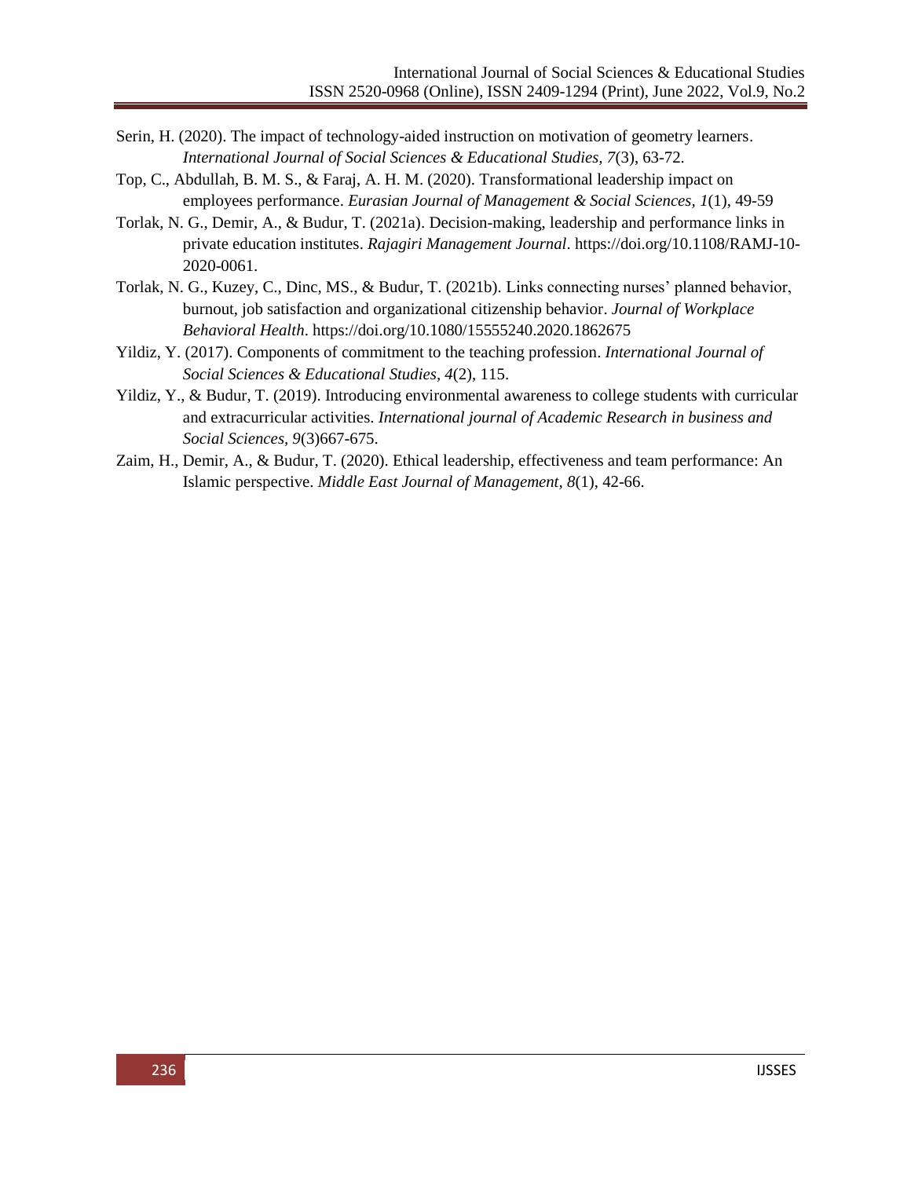Serin, H. (2020). The impact of technology-aided instruction on motivation of geometry learners. *International Journal of Social Sciences & Educational Studies, 7*(3), 63-72.

Top, C., Abdullah, B. M. S., & Faraj, A. H. M. (2020). Transformational leadership impact on employees performance. *Eurasian Journal of Management & Social Sciences, 1*(1), 49-59

Torlak, N. G., Demir, A., & Budur, T. (2021a). Decision-making, leadership and performance links in private education institutes. *Rajagiri Management Journal*. https://doi.org/10.1108/RAMJ-10-2020-0061.

Torlak, N. G., Kuzey, C., Dinc, MS., & Budur, T. (2021b). Links connecting nurses' planned behavior, burnout, job satisfaction and organizational citizenship behavior. *Journal of Workplace Behavioral Health*. https://doi.org/10.1080/15555240.2020.1862675

Yildiz, Y. (2017). Components of commitment to the teaching profession. *International Journal of Social Sciences & Educational Studies, 4*(2), 115.

Yildiz, Y., & Budur, T. (2019). Introducing environmental awareness to college students with curricular and extracurricular activities. *International journal of Academic Research in business and Social Sciences, 9*(3)667-675.

Zaim, H., Demir, A., & Budur, T. (2020). Ethical leadership, effectiveness and team performance: An Islamic perspective. *Middle East Journal of Management, 8*(1), 42-66.